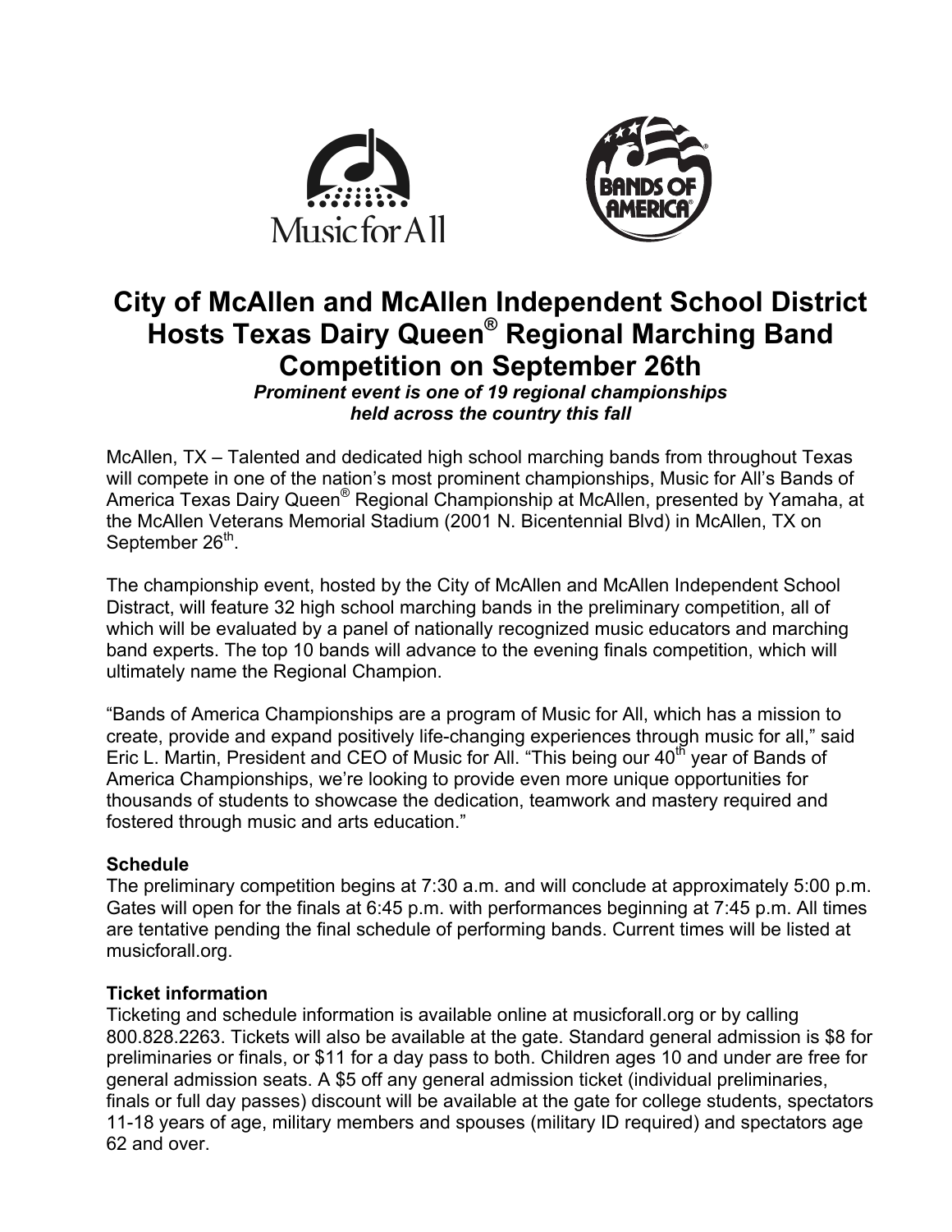# City of McAllen and McAllen Independent School District Hosts Texas Dairy Queen® Regional Marching Band Competition on September 26th

***Prominent event is one of 19 regional championships held across the country this fall***

McAllen, TX – Talented and dedicated high school marching bands from throughout Texas will compete in one of the nation's most prominent championships, Music for All's Bands of America Texas Dairy Queen® Regional Championship at McAllen, presented by Yamaha, at the McAllen Veterans Memorial Stadium (2001 N. Bicentennial Blvd) in McAllen, TX on September 26th.

The championship event, hosted by the City of McAllen and McAllen Independent School Distract, will feature 32 high school marching bands in the preliminary competition, all of which will be evaluated by a panel of nationally recognized music educators and marching band experts. The top 10 bands will advance to the evening finals competition, which will ultimately name the Regional Champion.

"Bands of America Championships are a program of Music for All, which has a mission to create, provide and expand positively life-changing experiences through music for all," said Eric L. Martin, President and CEO of Music for All. "This being our 40th year of Bands of America Championships, we're looking to provide even more unique opportunities for thousands of students to showcase the dedication, teamwork and mastery required and fostered through music and arts education."

**Schedule**

The preliminary competition begins at 7:30 a.m. and will conclude at approximately 5:00 p.m. Gates will open for the finals at 6:45 p.m. with performances beginning at 7:45 p.m. All times are tentative pending the final schedule of performing bands. Current times will be listed at musicforall.org.

**Ticket information**

Ticketing and schedule information is available online at musicforall.org or by calling 800.828.2263. Tickets will also be available at the gate. Standard general admission is $8 for preliminaries or finals, or $11 for a day pass to both. Children ages 10 and under are free for general admission seats. A $5 off any general admission ticket (individual preliminaries, finals or full day passes) discount will be available at the gate for college students, spectators 11-18 years of age, military members and spouses (military ID required) and spectators age 62 and over.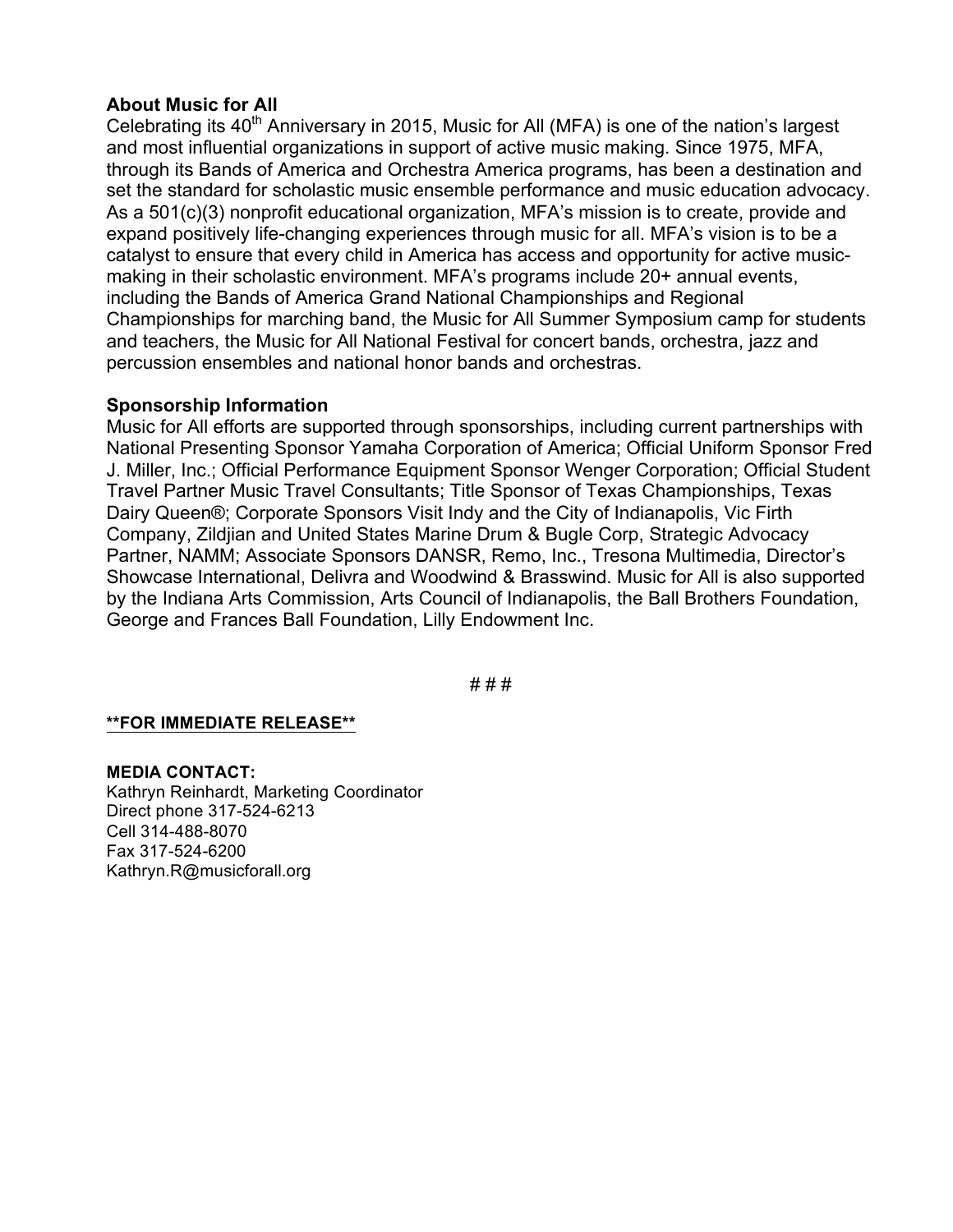**About Music for All**

Celebrating its 40th Anniversary in 2015, Music for All (MFA) is one of the nation's largest and most influential organizations in support of active music making. Since 1975, MFA, through its Bands of America and Orchestra America programs, has been a destination and set the standard for scholastic music ensemble performance and music education advocacy. As a 501(c)(3) nonprofit educational organization, MFA's mission is to create, provide and expand positively life-changing experiences through music for all. MFA's vision is to be a catalyst to ensure that every child in America has access and opportunity for active music-making in their scholastic environment. MFA's programs include 20+ annual events, including the Bands of America Grand National Championships and Regional Championships for marching band, the Music for All Summer Symposium camp for students and teachers, the Music for All National Festival for concert bands, orchestra, jazz and percussion ensembles and national honor bands and orchestras.

**Sponsorship Information**

Music for All efforts are supported through sponsorships, including current partnerships with National Presenting Sponsor Yamaha Corporation of America; Official Uniform Sponsor Fred J. Miller, Inc.; Official Performance Equipment Sponsor Wenger Corporation; Official Student Travel Partner Music Travel Consultants; Title Sponsor of Texas Championships, Texas Dairy Queen®; Corporate Sponsors Visit Indy and the City of Indianapolis, Vic Firth Company, Zildjian and United States Marine Drum & Bugle Corp, Strategic Advocacy Partner, NAMM; Associate Sponsors DANSR, Remo, Inc., Tresona Multimedia, Director's Showcase International, Delivra and Woodwind & Brasswind. Music for All is also supported by the Indiana Arts Commission, Arts Council of Indianapolis, the Ball Brothers Foundation, George and Frances Ball Foundation, Lilly Endowment Inc.

# # #

**\*\*FOR IMMEDIATE RELEASE\*\***

**MEDIA CONTACT:**
Kathryn Reinhardt, Marketing Coordinator
Direct phone 317-524-6213
Cell 314-488-8070
Fax 317-524-6200
Kathryn.R@musicforall.org